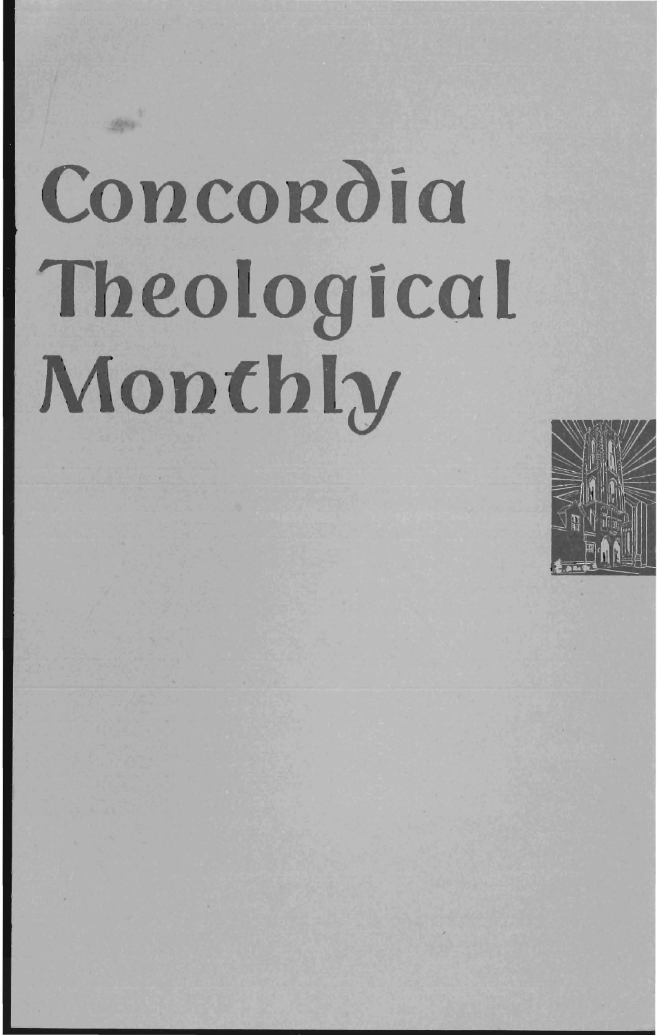# Concordia Theological Monthly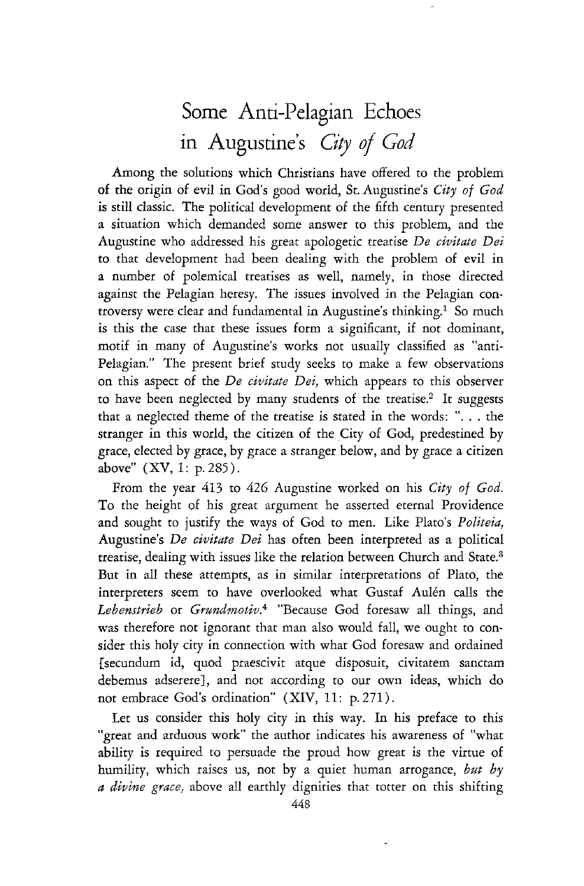# Some Anti-Pelagian Echoes in Augustine's *City of God*

Among the solutions which Christians have offered to the problem of the origin of evil in God's good world, St. Augustine's *City of God* is still classic. The political development of the fifth century presented a situation which demanded some answer to this problem, and the Augustine who addressed his great apologetic treatise *De civitate Dei* to that development had been dealing with the problem of evil in a number of polemical treatises as well, namely, in those directed against the Pelagian heresy. The issues involved in the Pelagian controversy were clear and fundamental in Augustine's thinking.[1] So much is this the case that these issues form a significant, if not dominant, motif in many of Augustine's works not usually classified as "anti-Pelagian." The present brief study seeks to make a few observations on this aspect of the *De civitate Dei*, which appears to this observer to have been neglected by many students of the treatise.[2] It suggests that a neglected theme of the treatise is stated in the words: ". . . the stranger in this world, the citizen of the City of God, predestined by grace, elected by grace, by grace a stranger below, and by grace a citizen above" (XV, 1: p. 285).

From the year 413 to 426 Augustine worked on his *City of God.* To the height of his great argument he asserted eternal Providence and sought to justify the ways of God to men. Like Plato's *Politeia,* Augustine's *De civitate Dei* has often been interpreted as a political treatise, dealing with issues like the relation between Church and State.[3] But in all these attempts, as in similar interpretations of Plato, the interpreters seem to have overlooked what Gustaf Aulén calls the *Lebenstrieb* or *Grundmotiv.*[4] "Because God foresaw all things, and was therefore not ignorant that man also would fall, we ought to consider this holy city in connection with what God foresaw and ordained [secundum id, quod praescivit atque disposuit, civitatem sanctam debemus adserere], and not according to our own ideas, which do not embrace God's ordination" (XIV, 11: p. 271).

Let us consider this holy city in this way. In his preface to this "great and arduous work" the author indicates his awareness of "what ability is required to persuade the proud how great is the virtue of humility, which raises us, not by a quiet human arrogance, *but by a divine grace,* above all earthly dignities that totter on this shifting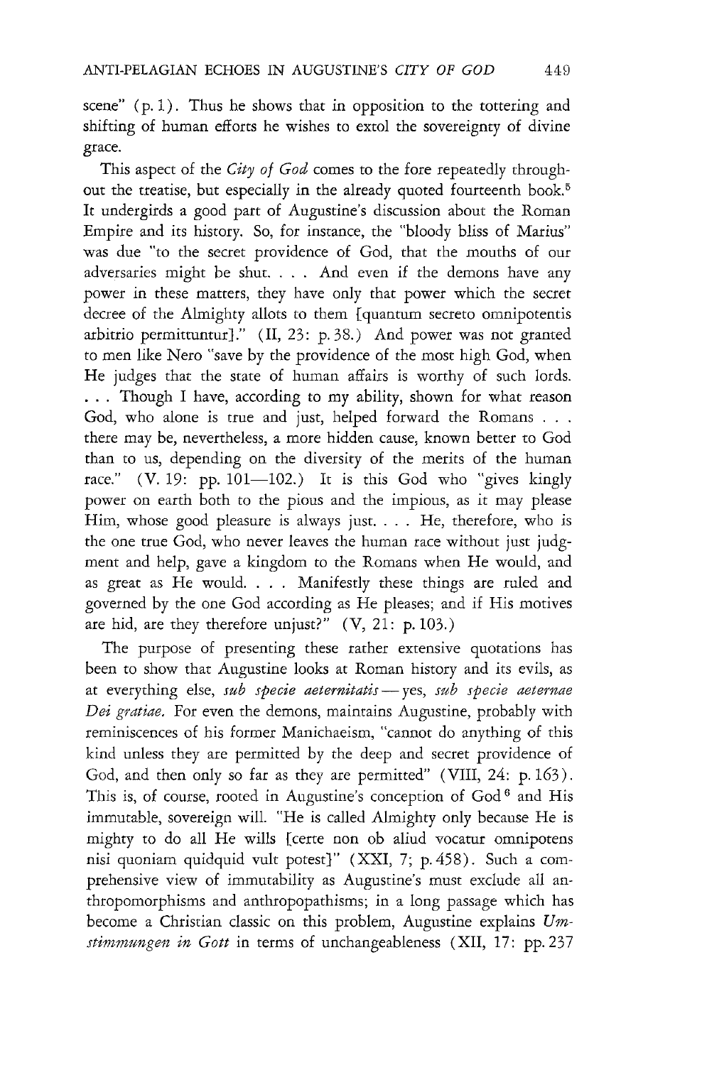scene" (p. 1). Thus he shows that in opposition to the tottering and shifting of human efforts he wishes to extol the sovereignty of divine grace.

This aspect of the *City of God* comes to the fore repeatedly throughout the treatise, but especially in the already quoted fourteenth book.[5] It undergirds a good part of Augustine's discussion about the Roman Empire and its history. So, for instance, the "bloody bliss of Marius" was due "to the secret providence of God, that the mouths of our adversaries might be shut. . . . And even if the demons have any power in these matters, they have only that power which the secret decree of the Almighty allots to them [quantum secreto omnipotentis arbitrio permittuntur]." (II, 23: p. 38.) And power was not granted to men like Nero "save by the providence of the most high God, when He judges that the state of human affairs is worthy of such lords. . . . Though I have, according to my ability, shown for what reason God, who alone is true and just, helped forward the Romans . . . there may be, nevertheless, a more hidden cause, known better to God than to us, depending on the diversity of the merits of the human race." (V. 19: pp. 101—102.) It is this God who "gives kingly power on earth both to the pious and the impious, as it may please Him, whose good pleasure is always just. . . . He, therefore, who is the one true God, who never leaves the human race without just judgment and help, gave a kingdom to the Romans when He would, and as great as He would. . . . Manifestly these things are ruled and governed by the one God according as He pleases; and if His motives are hid, are they therefore unjust?" (V, 21: p. 103.)

The purpose of presenting these rather extensive quotations has been to show that Augustine looks at Roman history and its evils, as at everything else, *sub specie aeternitatis* — yes, *sub specie aeternae Dei gratiae.* For even the demons, maintains Augustine, probably with reminiscences of his former Manichaeism, "cannot do anything of this kind unless they are permitted by the deep and secret providence of God, and then only so far as they are permitted" (VIII, 24: p. 163). This is, of course, rooted in Augustine's conception of God[6] and His immutable, sovereign will. "He is called Almighty only because He is mighty to do all He wills [certe non ob aliud vocatur omnipotens nisi quoniam quidquid vult potest]" (XXI, 7; p. 458). Such a comprehensive view of immutability as Augustine's must exclude all anthropomorphisms and anthropopathisms; in a long passage which has become a Christian classic on this problem, Augustine explains *Umstimmungen in Gott* in terms of unchangeableness (XII, 17: pp. 237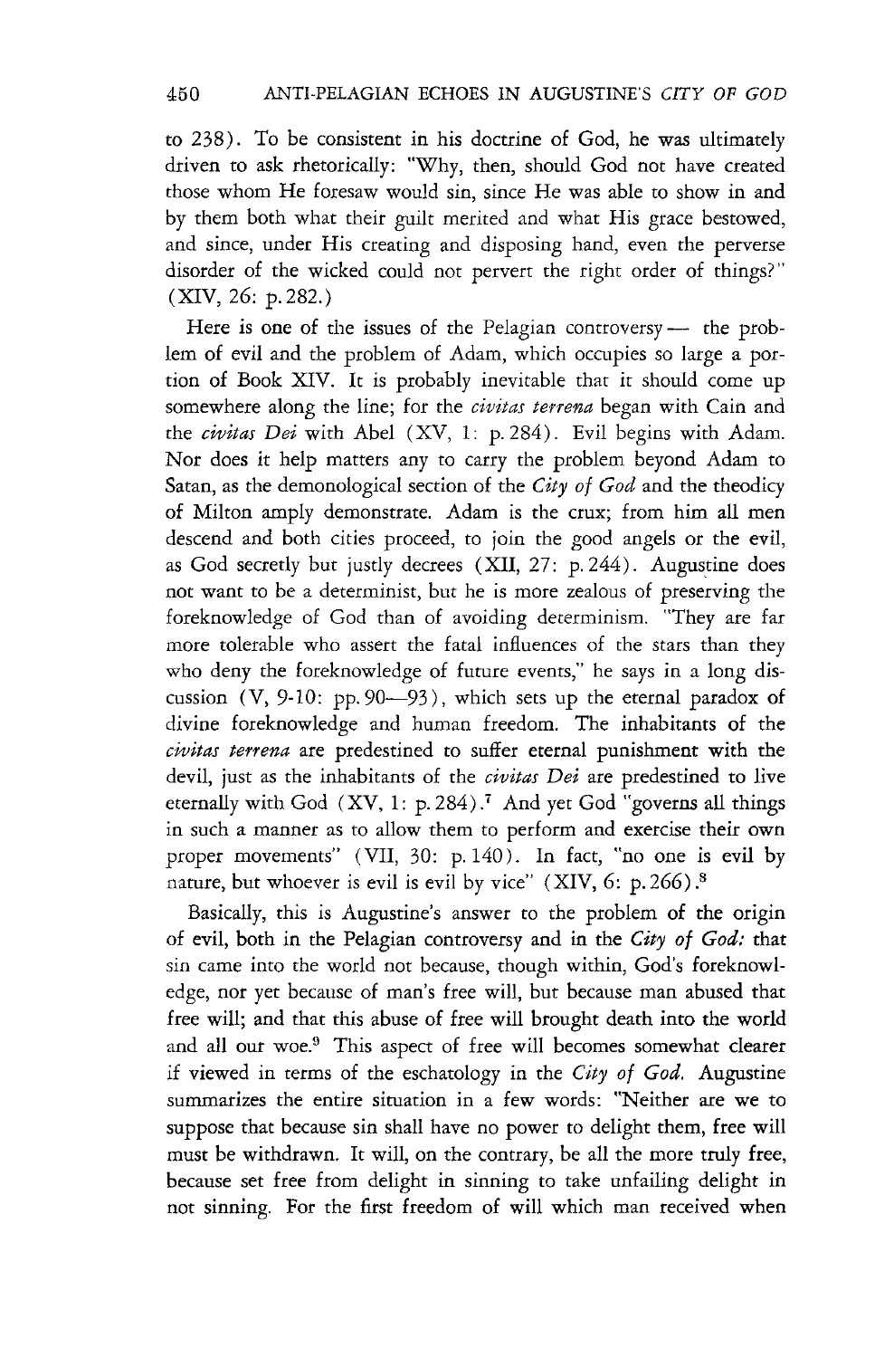to 238). To be consistent in his doctrine of God, he was ultimately driven to ask rhetorically: "Why, then, should God not have created those whom He foresaw would sin, since He was able to show in and by them both what their guilt merited and what His grace bestowed, and since, under His creating and disposing hand, even the perverse disorder of the wicked could not pervert the right order of things?" (XIV, 26: p. 282.)

Here is one of the issues of the Pelagian controversy — the problem of evil and the problem of Adam, which occupies so large a portion of Book XIV. It is probably inevitable that it should come up somewhere along the line; for the *civitas terrena* began with Cain and the *civitas Dei* with Abel (XV, 1: p. 284). Evil begins with Adam. Nor does it help matters any to carry the problem beyond Adam to Satan, as the demonological section of the *City of God* and the theodicy of Milton amply demonstrate. Adam is the crux; from him all men descend and both cities proceed, to join the good angels or the evil, as God secretly but justly decrees (XII, 27: p. 244). Augustine does not want to be a determinist, but he is more zealous of preserving the foreknowledge of God than of avoiding determinism. "They are far more tolerable who assert the fatal influences of the stars than they who deny the foreknowledge of future events," he says in a long discussion (V, 9-10: pp. 90—93), which sets up the eternal paradox of divine foreknowledge and human freedom. The inhabitants of the *civitas terrena* are predestined to suffer eternal punishment with the devil, just as the inhabitants of the *civitas Dei* are predestined to live eternally with God (XV, 1: p. 284).[7] And yet God "governs all things in such a manner as to allow them to perform and exercise their own proper movements" (VII, 30: p. 140). In fact, "no one is evil by nature, but whoever is evil is evil by vice" (XIV, 6: p. 266).[8]

Basically, this is Augustine's answer to the problem of the origin of evil, both in the Pelagian controversy and in the *City of God:* that sin came into the world not because, though within, God's foreknowledge, nor yet because of man's free will, but because man abused that free will; and that this abuse of free will brought death into the world and all our woe.[9] This aspect of free will becomes somewhat clearer if viewed in terms of the eschatology in the *City of God.* Augustine summarizes the entire situation in a few words: "Neither are we to suppose that because sin shall have no power to delight them, free will must be withdrawn. It will, on the contrary, be all the more truly free, because set free from delight in sinning to take unfailing delight in not sinning. For the first freedom of will which man received when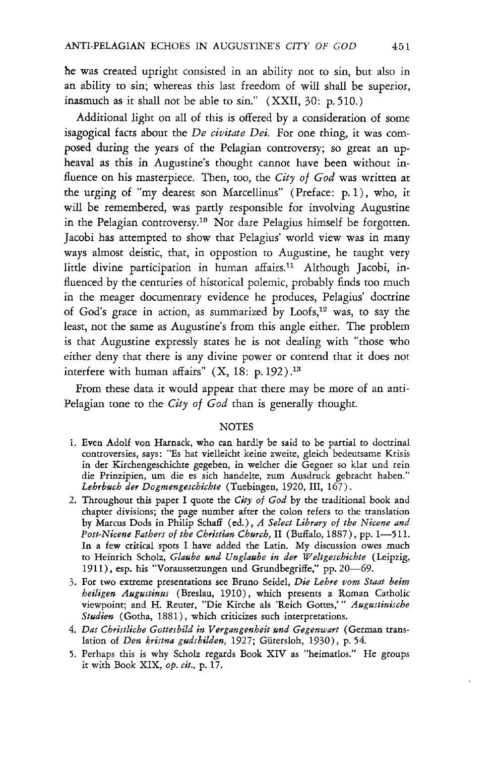he was created upright consisted in an ability not to sin, but also in an ability to sin; whereas this last freedom of will shall be superior, inasmuch as it shall not be able to sin." (XXII, 30: p. 510.)

Additional light on all of this is offered by a consideration of some isagogical facts about the *De civitate Dei*. For one thing, it was composed during the years of the Pelagian controversy; so great an upheaval as this in Augustine's thought cannot have been without influence on his masterpiece. Then, too, the *City of God* was written at the urging of "my dearest son Marcellinus" (Preface: p. 1), who, it will be remembered, was partly responsible for involving Augustine in the Pelagian controversy.[10] Nor dare Pelagius himself be forgotten. Jacobi has attempted to show that Pelagius' world view was in many ways almost deistic, that, in oppostion to Augustine, he taught very little divine participation in human affairs.[11] Although Jacobi, influenced by the centuries of historical polemic, probably finds too much in the meager documentary evidence he produces, Pelagius' doctrine of God's grace in action, as summarized by Loofs,[12] was, to say the least, not the same as Augustine's from this angle either. The problem is that Augustine expressly states he is not dealing with "those who either deny that there is any divine power or contend that it does not interfere with human affairs" (X, 18: p. 192).[13]

From these data it would appear that there may be more of an anti-Pelagian tone to the *City of God* than is generally thought.

## NOTES

1. Even Adolf von Harnack, who can hardly be said to be partial to doctrinal controversies, says: "Es hat vielleicht keine zweite, gleich bedeutsame Krisis in der Kirchengeschichte gegeben, in welcher die Gegner so klar und rein die Prinzipien, um die es sich handelte, zum Ausdruck gebracht haben." *Lehrbuch der Dogmengeschichte* (Tuebingen, 1920, III, 167).
2. Throughout this paper I quote the *City of God* by the traditional book and chapter divisions; the page number after the colon refers to the translation by Marcus Dods in Philip Schaff (ed.), *A Select Library of the Nicene and Post-Nicene Fathers of the Christian Church*, II (Buffalo, 1887), pp. 1—511. In a few critical spots I have added the Latin. My discussion owes much to Heinrich Scholz, *Glaube und Unglaube in der Weltgeschichte* (Leipzig, 1911), esp. his "Voraussetzungen und Grundbegriffe," pp. 20—69.
3. For two extreme presentations see Bruno Seidel, *Die Lehre vom Staat beim heiligen Augustinus* (Breslau, 1910), which presents a Roman Catholic viewpoint; and H. Reuter, "Die Kirche als 'Reich Gottes,'" *Augustinische Studien* (Gotha, 1881), which criticizes such interpretations.
4. *Das Christliche Gottesbild in Vergangenheit und Gegenwart* (German translation of *Den kristna gudsbilden*, 1927; Gütersloh, 1930), p. 54.
5. Perhaps this is why Scholz regards Book XIV as "heimatlos." He groups it with Book XIX, *op. cit.*, p. 17.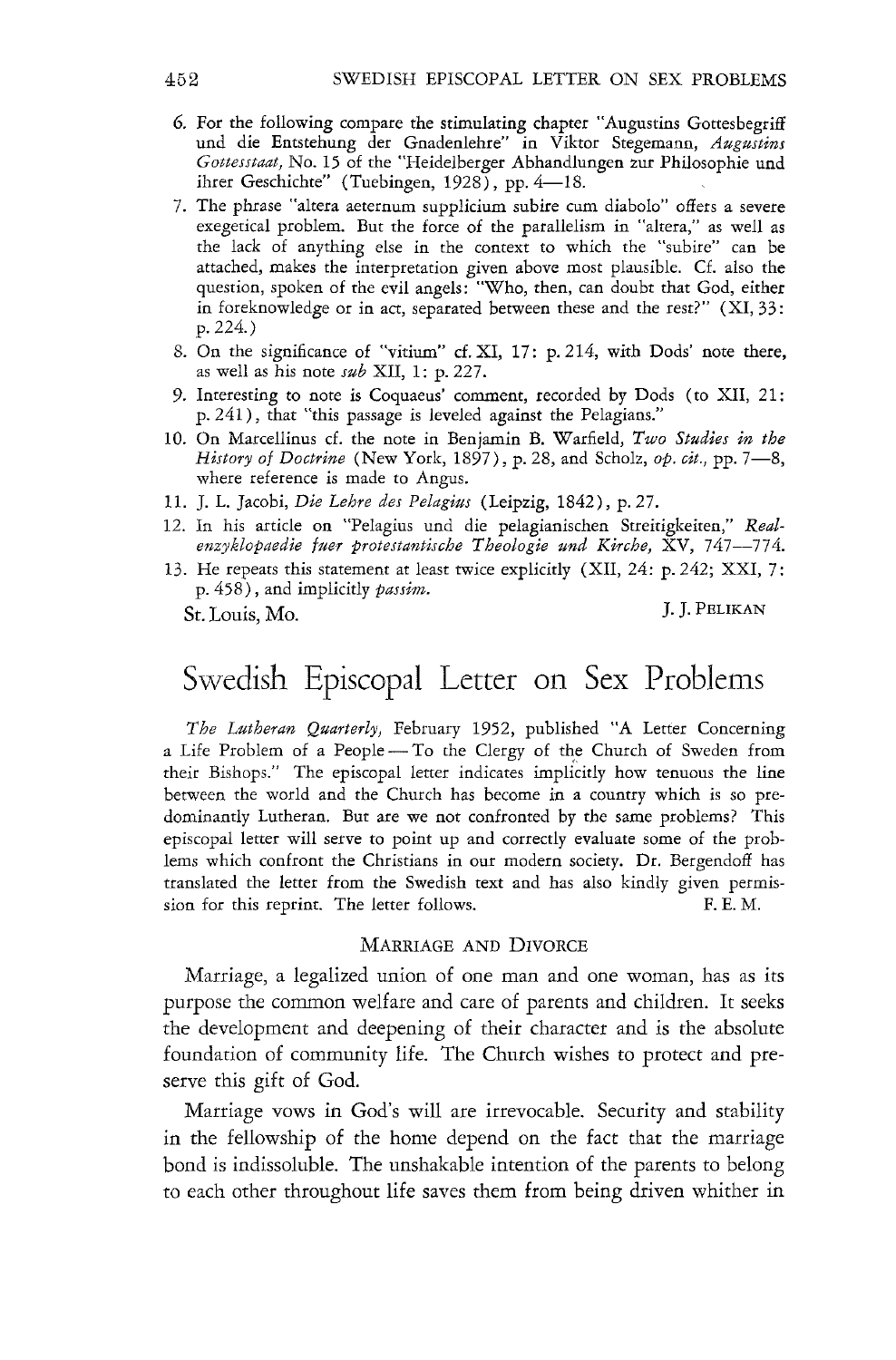6. For the following compare the stimulating chapter "Augustins Gottesbegriff und die Entstehung der Gnadenlehre" in Viktor Stegemann, *Augustins Gottesstaat*, No. 15 of the "Heidelberger Abhandlungen zur Philosophie und ihrer Geschichte" (Tuebingen, 1928), pp. 4—18.
7. The phrase "altera aeternum supplicium subire cum diabolo" offers a severe exegetical problem. But the force of the parallelism in "altera," as well as the lack of anything else in the context to which the "subire" can be attached, makes the interpretation given above most plausible. Cf. also the question, spoken of the evil angels: "Who, then, can doubt that God, either in foreknowledge or in act, separated between these and the rest?" (XI, 33: p. 224.)
8. On the significance of "vitium" cf. XI, 17: p. 214, with Dods' note there, as well as his note *sub* XII, 1: p. 227.
9. Interesting to note is Coquaeus' comment, recorded by Dods (to XII, 21: p. 241), that "this passage is leveled against the Pelagians."
10. On Marcellinus cf. the note in Benjamin B. Warfield, *Two Studies in the History of Doctrine* (New York, 1897), p. 28, and Scholz, *op. cit.*, pp. 7—8, where reference is made to Angus.
11. J. L. Jacobi, *Die Lehre des Pelagius* (Leipzig, 1842), p. 27.
12. In his article on "Pelagius und die pelagianischen Streitigkeiten," *Realenzyklopaedie fuer protestantische Theologie und Kirche*, XV, 747—774.
13. He repeats this statement at least twice explicitly (XII, 24: p. 242; XXI, 7: p. 458), and implicitly *passim*.

St. Louis, Mo. J. J. PELIKAN

# Swedish Episcopal Letter on Sex Problems

*The Lutheran Quarterly*, February 1952, published "A Letter Concerning a Life Problem of a People — To the Clergy of the Church of Sweden from their Bishops." The episcopal letter indicates implicitly how tenuous the line between the world and the Church has become in a country which is so predominantly Lutheran. But are we not confronted by the same problems? This episcopal letter will serve to point up and correctly evaluate some of the problems which confront the Christians in our modern society. Dr. Bergendoff has translated the letter from the Swedish text and has also kindly given permission for this reprint. The letter follows. F. E. M.

## MARRIAGE AND DIVORCE

Marriage, a legalized union of one man and one woman, has as its purpose the common welfare and care of parents and children. It seeks the development and deepening of their character and is the absolute foundation of community life. The Church wishes to protect and preserve this gift of God.

Marriage vows in God's will are irrevocable. Security and stability in the fellowship of the home depend on the fact that the marriage bond is indissoluble. The unshakable intention of the parents to belong to each other throughout life saves them from being driven whither in